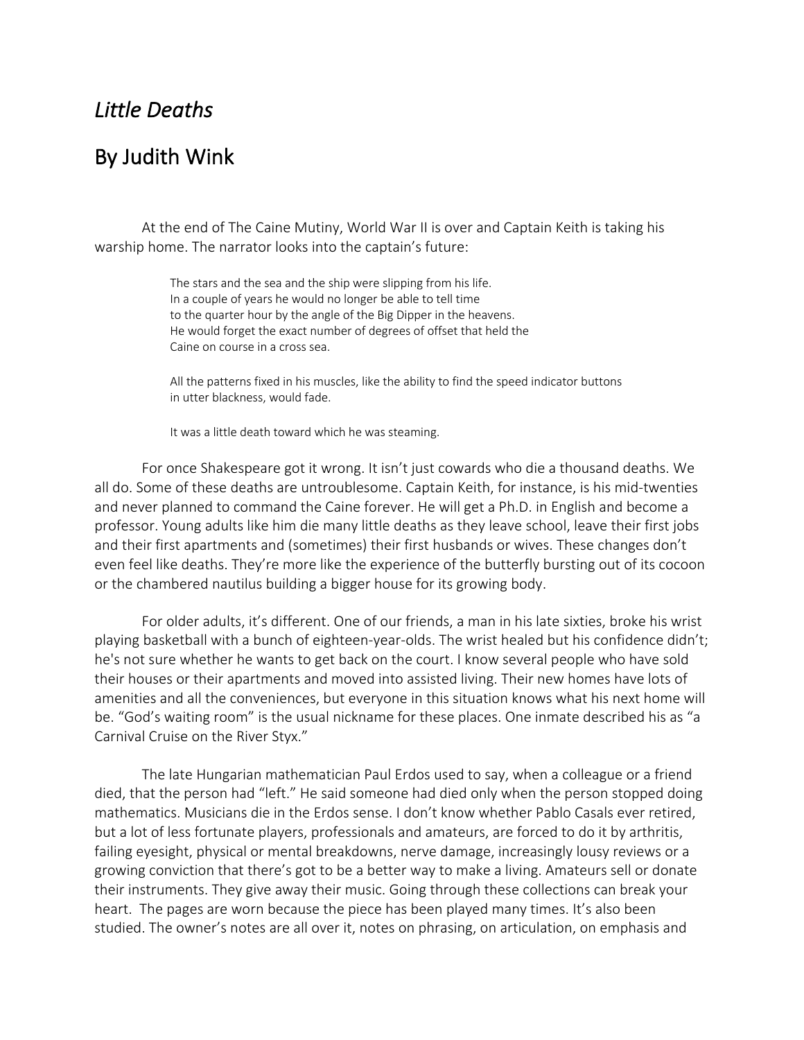# *Little Deaths*

## By Judith Wink

At the end of The Caine Mutiny, World War II is over and Captain Keith is taking his warship home. The narrator looks into the captain's future:

> The stars and the sea and the ship were slipping from his life.
> In a couple of years he would no longer be able to tell time
> to the quarter hour by the angle of the Big Dipper in the heavens.
> He would forget the exact number of degrees of offset that held the
> Caine on course in a cross sea.
>
> All the patterns fixed in his muscles, like the ability to find the speed indicator buttons
> in utter blackness, would fade.
>
> It was a little death toward which he was steaming.

For once Shakespeare got it wrong. It isn't just cowards who die a thousand deaths. We all do. Some of these deaths are untroublesome. Captain Keith, for instance, is his mid-twenties and never planned to command the Caine forever. He will get a Ph.D. in English and become a professor. Young adults like him die many little deaths as they leave school, leave their first jobs and their first apartments and (sometimes) their first husbands or wives. These changes don't even feel like deaths. They're more like the experience of the butterfly bursting out of its cocoon or the chambered nautilus building a bigger house for its growing body.

For older adults, it's different. One of our friends, a man in his late sixties, broke his wrist playing basketball with a bunch of eighteen-year-olds. The wrist healed but his confidence didn't; he's not sure whether he wants to get back on the court. I know several people who have sold their houses or their apartments and moved into assisted living. Their new homes have lots of amenities and all the conveniences, but everyone in this situation knows what his next home will be. "God's waiting room" is the usual nickname for these places. One inmate described his as "a Carnival Cruise on the River Styx."

The late Hungarian mathematician Paul Erdos used to say, when a colleague or a friend died, that the person had "left." He said someone had died only when the person stopped doing mathematics. Musicians die in the Erdos sense. I don't know whether Pablo Casals ever retired, but a lot of less fortunate players, professionals and amateurs, are forced to do it by arthritis, failing eyesight, physical or mental breakdowns, nerve damage, increasingly lousy reviews or a growing conviction that there's got to be a better way to make a living. Amateurs sell or donate their instruments. They give away their music. Going through these collections can break your heart. The pages are worn because the piece has been played many times. It's also been studied. The owner's notes are all over it, notes on phrasing, on articulation, on emphasis and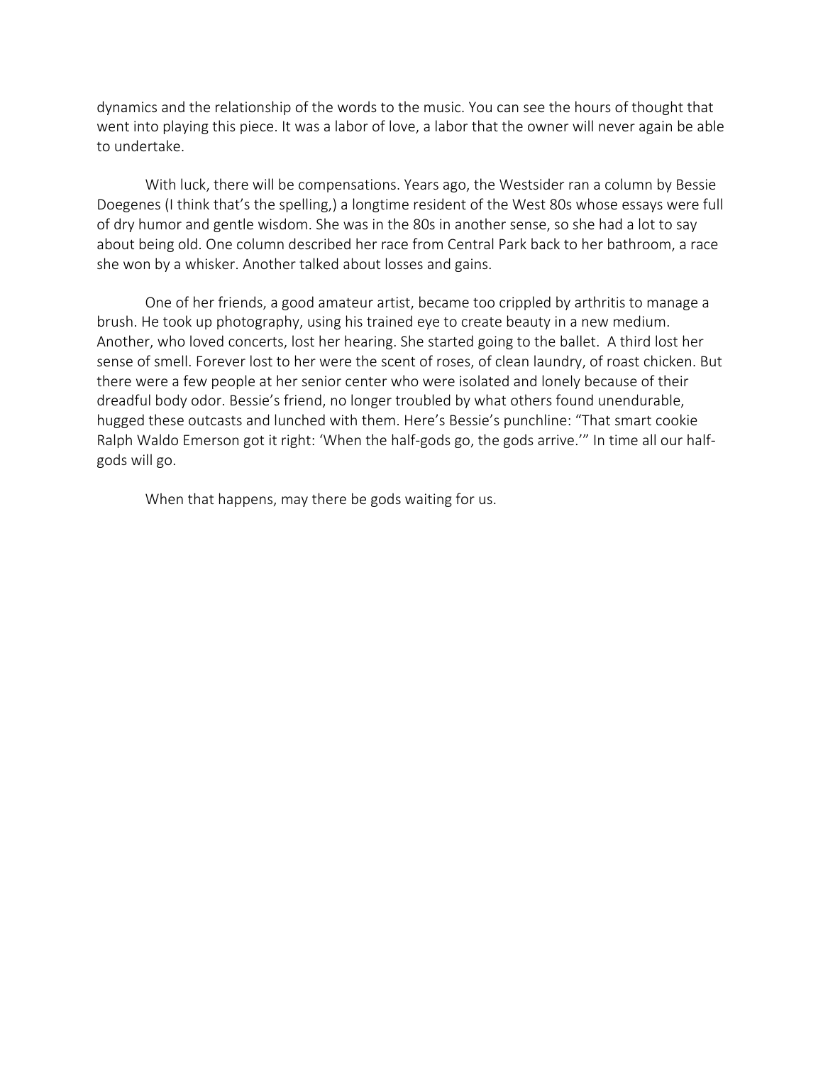dynamics and the relationship of the words to the music. You can see the hours of thought that went into playing this piece. It was a labor of love, a labor that the owner will never again be able to undertake.

With luck, there will be compensations. Years ago, the Westsider ran a column by Bessie Doegenes (I think that's the spelling,) a longtime resident of the West 80s whose essays were full of dry humor and gentle wisdom. She was in the 80s in another sense, so she had a lot to say about being old. One column described her race from Central Park back to her bathroom, a race she won by a whisker. Another talked about losses and gains.

One of her friends, a good amateur artist, became too crippled by arthritis to manage a brush. He took up photography, using his trained eye to create beauty in a new medium. Another, who loved concerts, lost her hearing. She started going to the ballet. A third lost her sense of smell. Forever lost to her were the scent of roses, of clean laundry, of roast chicken. But there were a few people at her senior center who were isolated and lonely because of their dreadful body odor. Bessie's friend, no longer troubled by what others found unendurable, hugged these outcasts and lunched with them. Here's Bessie's punchline: "That smart cookie Ralph Waldo Emerson got it right: 'When the half-gods go, the gods arrive.'" In time all our half-gods will go.

When that happens, may there be gods waiting for us.